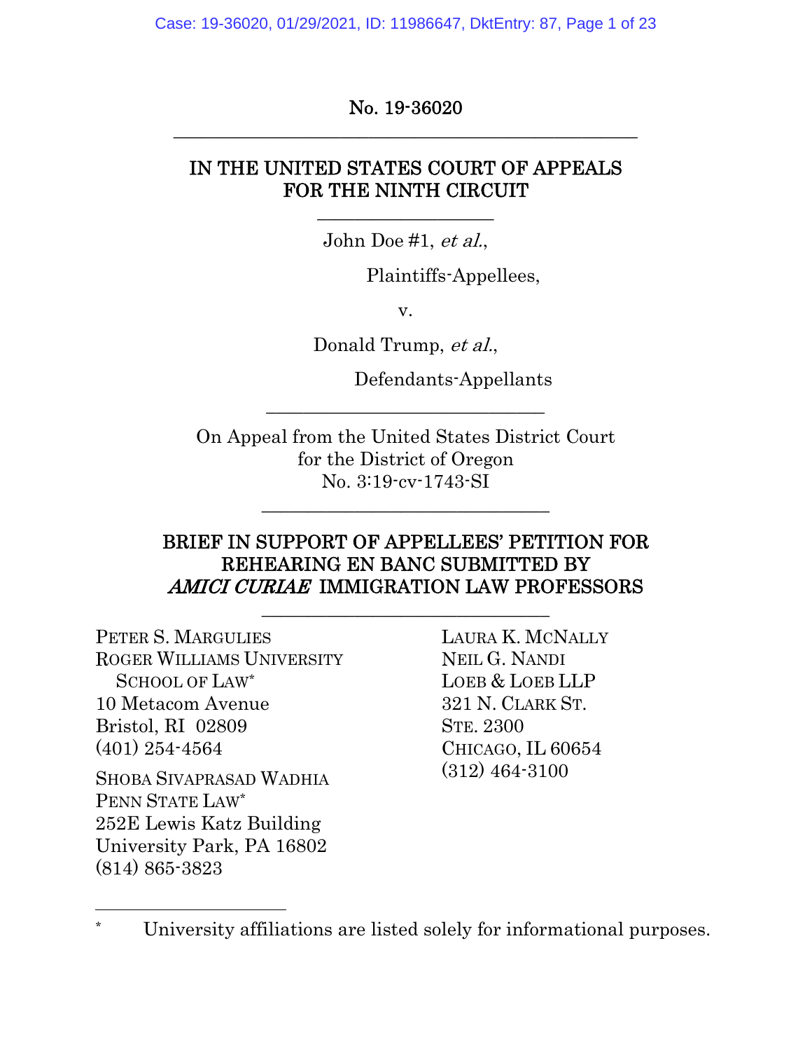No. 19-36020

---

IN THE UNITED STATES COURT OF APPEALS
FOR THE NINTH CIRCUIT

---

John Doe #1, *et al.*,

Plaintiffs-Appellees,

v.

Donald Trump, *et al.*,

Defendants-Appellants

---

On Appeal from the United States District Court
for the District of Oregon
No. 3:19-cv-1743-SI

---

BRIEF IN SUPPORT OF APPELLEES' PETITION FOR REHEARING EN BANC SUBMITTED BY *AMICI CURIAE* IMMIGRATION LAW PROFESSORS

---

PETER S. MARGULIES
ROGER WILLIAMS UNIVERSITY
SCHOOL OF LAW*
10 Metacom Avenue
Bristol, RI 02809
(401) 254-4564

SHOBA SIVAPRASAD WADHIA
PENN STATE LAW*
252E Lewis Katz Building
University Park, PA 16802
(814) 865-3823

LAURA K. MCNALLY
NEIL G. NANDI
LOEB & LOEB LLP
321 N. CLARK ST.
STE. 2300
CHICAGO, IL 60654
(312) 464-3100

---

\* University affiliations are listed solely for informational purposes.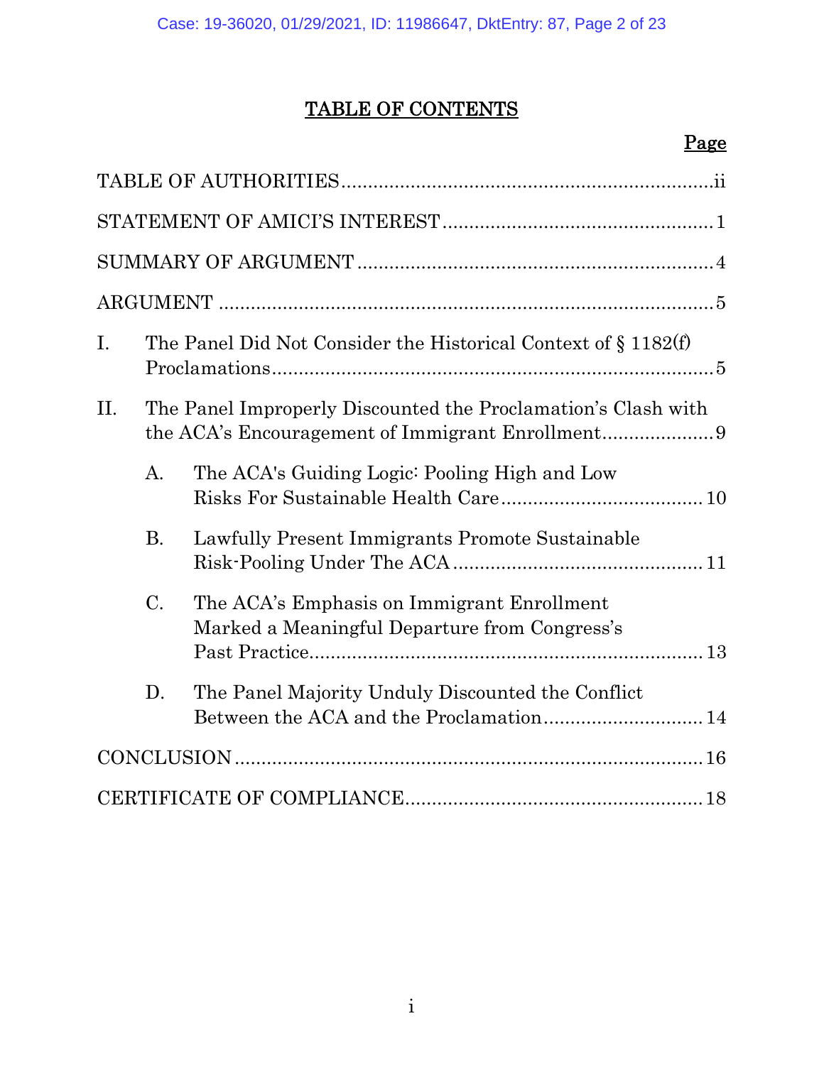# TABLE OF CONTENTS

| | Page |
|---|---|
| TABLE OF AUTHORITIES | ii |
| STATEMENT OF AMICI'S INTEREST | 1 |
| SUMMARY OF ARGUMENT | 4 |
| ARGUMENT | 5 |
| I. The Panel Did Not Consider the Historical Context of § 1182(f) Proclamations | 5 |
| II. The Panel Improperly Discounted the Proclamation's Clash with the ACA's Encouragement of Immigrant Enrollment | 9 |
| A. The ACA's Guiding Logic: Pooling High and Low Risks For Sustainable Health Care | 10 |
| B. Lawfully Present Immigrants Promote Sustainable Risk-Pooling Under The ACA | 11 |
| C. The ACA's Emphasis on Immigrant Enrollment Marked a Meaningful Departure from Congress's Past Practice | 13 |
| D. The Panel Majority Unduly Discounted the Conflict Between the ACA and the Proclamation | 14 |
| CONCLUSION | 16 |
| CERTIFICATE OF COMPLIANCE | 18 |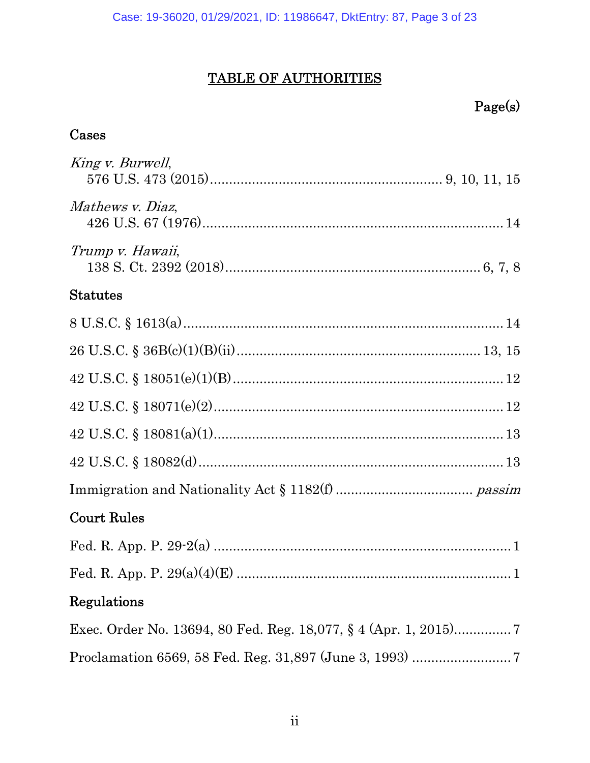# TABLE OF AUTHORITIES

**Page(s)**

## Cases

*King v. Burwell*,
576 U.S. 473 (2015)............................................................ 9, 10, 11, 15

*Mathews v. Diaz*,
426 U.S. 67 (1976)............................................................................... 14

*Trump v. Hawaii*,
138 S. Ct. 2392 (2018).................................................................. 6, 7, 8

## Statutes

8 U.S.C. § 1613(a)..................................................................................... 14

26 U.S.C. § 36B(c)(1)(B)(ii)................................................................ 13, 15

42 U.S.C. § 18051(e)(1)(B)....................................................................... 12

42 U.S.C. § 18071(e)(2)............................................................................ 12

42 U.S.C. § 18081(a)(1)............................................................................ 13

42 U.S.C. § 18082(d)................................................................................ 13

Immigration and Nationality Act § 1182(f) .................................... *passim*

## Court Rules

Fed. R. App. P. 29-2(a) ............................................................................. 1

Fed. R. App. P. 29(a)(4)(E) ........................................................................ 1

## Regulations

Exec. Order No. 13694, 80 Fed. Reg. 18,077, § 4 (Apr. 1, 2015)............... 7

Proclamation 6569, 58 Fed. Reg. 31,897 (June 3, 1993) .......................... 7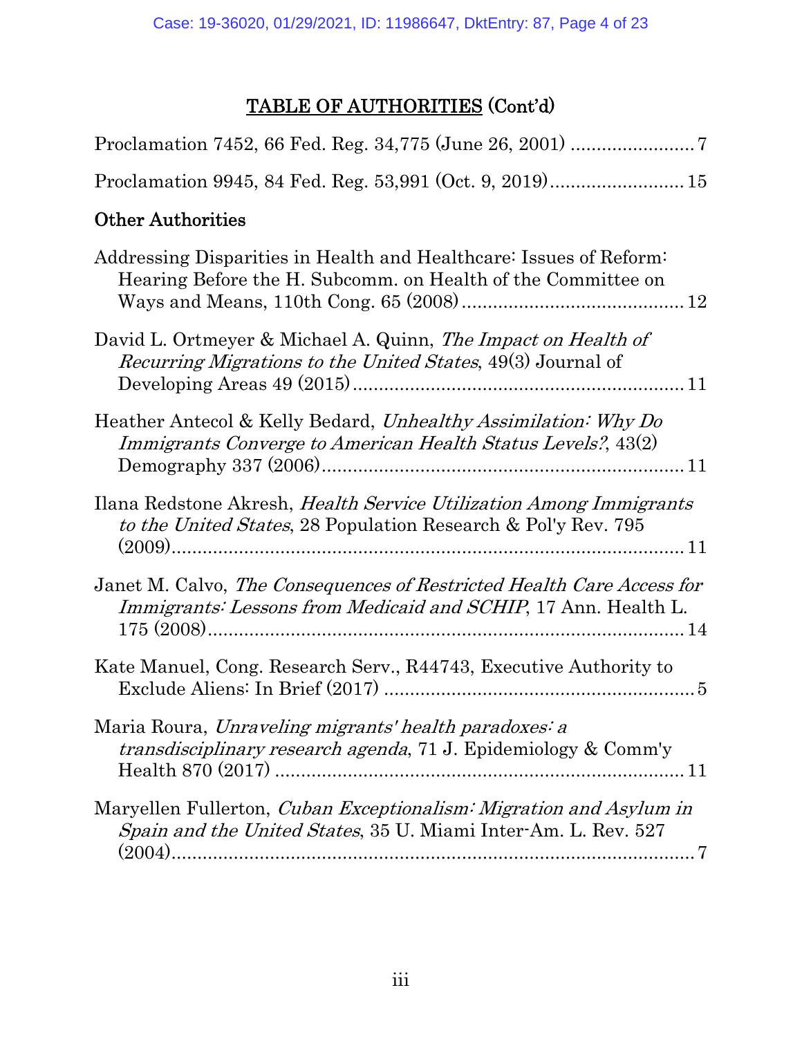## TABLE OF AUTHORITIES (Cont'd)

Proclamation 7452, 66 Fed. Reg. 34,775 (June 26, 2001) ........................ 7

Proclamation 9945, 84 Fed. Reg. 53,991 (Oct. 9, 2019).......................... 15

### Other Authorities

Addressing Disparities in Health and Healthcare: Issues of Reform: Hearing Before the H. Subcomm. on Health of the Committee on Ways and Means, 110th Cong. 65 (2008) .......................................... 12

David L. Ortmeyer & Michael A. Quinn, *The Impact on Health of Recurring Migrations to the United States*, 49(3) Journal of Developing Areas 49 (2015) ................................................................ 11

Heather Antecol & Kelly Bedard, *Unhealthy Assimilation: Why Do Immigrants Converge to American Health Status Levels?*, 43(2) Demography 337 (2006) ...................................................................... 11

Ilana Redstone Akresh, *Health Service Utilization Among Immigrants to the United States*, 28 Population Research & Pol'y Rev. 795 (2009)........................................................................................ 11

Janet M. Calvo, *The Consequences of Restricted Health Care Access for Immigrants: Lessons from Medicaid and SCHIP*, 17 Ann. Health L. 175 (2008)........................................................................................ 14

Kate Manuel, Cong. Research Serv., R44743, Executive Authority to Exclude Aliens: In Brief (2017) ............................................................ 5

Maria Roura, *Unraveling migrants' health paradoxes: a transdisciplinary research agenda*, 71 J. Epidemiology & Comm'y Health 870 (2017) ............................................................................... 11

Maryellen Fullerton, *Cuban Exceptionalism: Migration and Asylum in Spain and the United States*, 35 U. Miami Inter-Am. L. Rev. 527 (2004)........................................................................................ 7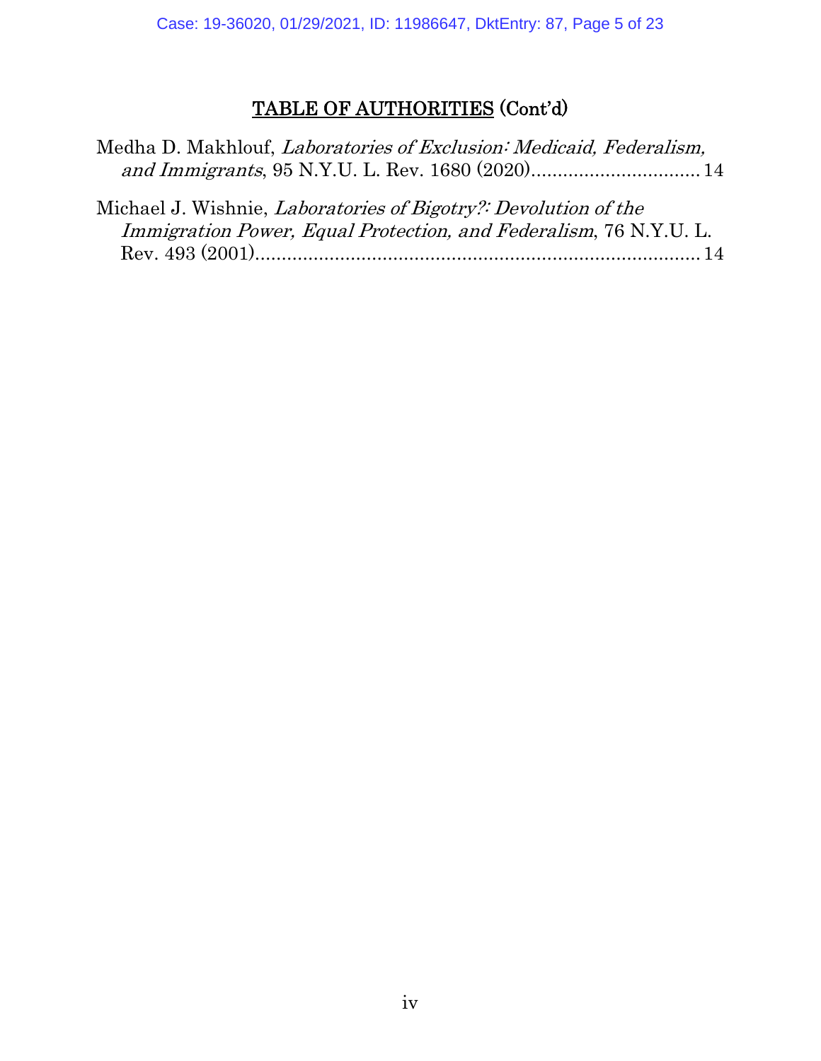## <u>TABLE OF AUTHORITIES</u> (Cont'd)

Medha D. Makhlouf, *Laboratories of Exclusion: Medicaid, Federalism, and Immigrants*, 95 N.Y.U. L. Rev. 1680 (2020) ................................ 14

Michael J. Wishnie, *Laboratories of Bigotry?: Devolution of the Immigration Power, Equal Protection, and Federalism*, 76 N.Y.U. L. Rev. 493 (2001) ..................................................................................... 14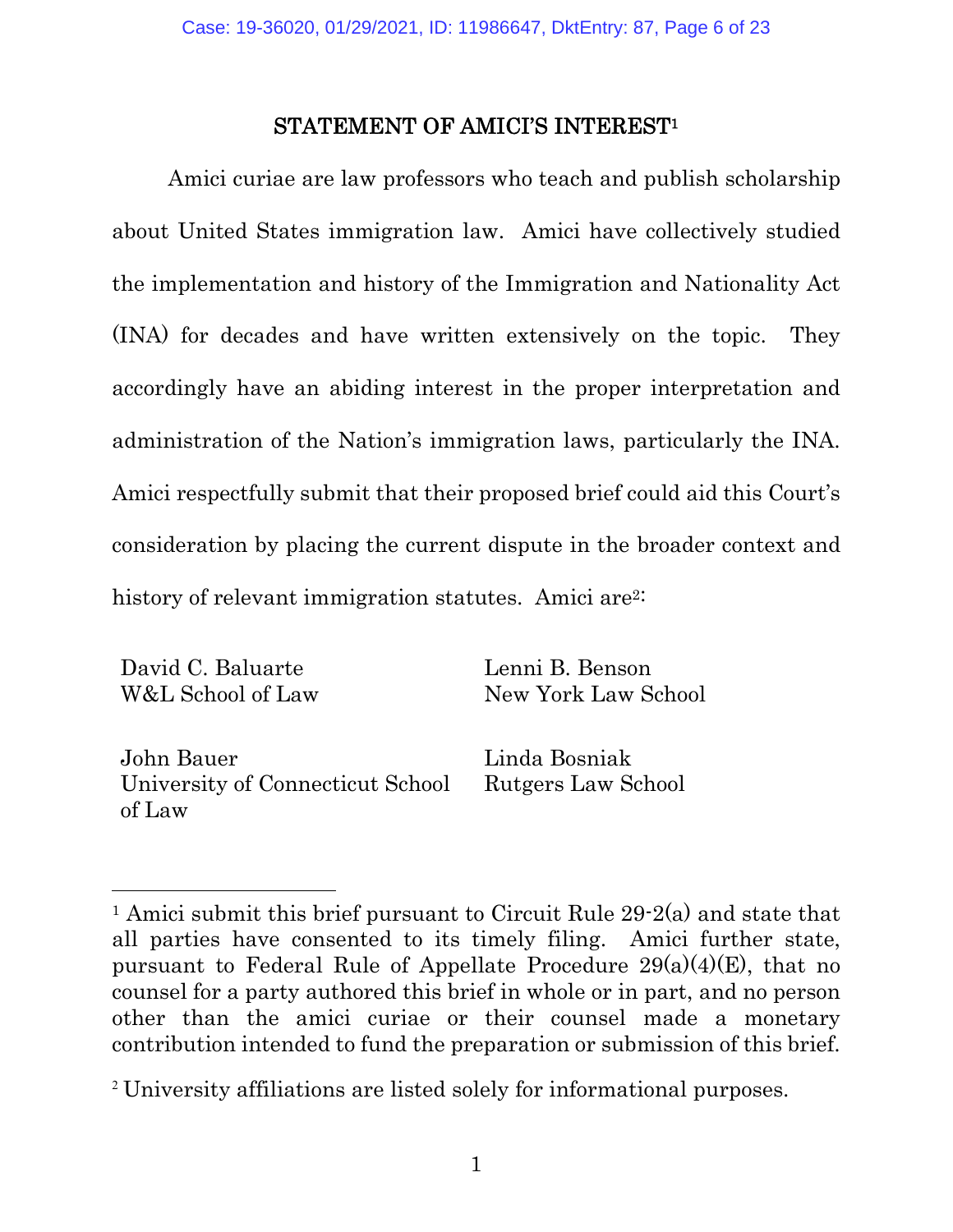## STATEMENT OF AMICI'S INTEREST[1]

Amici curiae are law professors who teach and publish scholarship about United States immigration law. Amici have collectively studied the implementation and history of the Immigration and Nationality Act (INA) for decades and have written extensively on the topic. They accordingly have an abiding interest in the proper interpretation and administration of the Nation's immigration laws, particularly the INA. Amici respectfully submit that their proposed brief could aid this Court's consideration by placing the current dispute in the broader context and history of relevant immigration statutes. Amici are[2]:

David C. Baluarte
W&L School of Law

Lenni B. Benson
New York Law School

John Bauer
University of Connecticut School of Law

Linda Bosniak
Rutgers Law School

---

[1] Amici submit this brief pursuant to Circuit Rule 29-2(a) and state that all parties have consented to its timely filing. Amici further state, pursuant to Federal Rule of Appellate Procedure 29(a)(4)(E), that no counsel for a party authored this brief in whole or in part, and no person other than the amici curiae or their counsel made a monetary contribution intended to fund the preparation or submission of this brief.

[2] University affiliations are listed solely for informational purposes.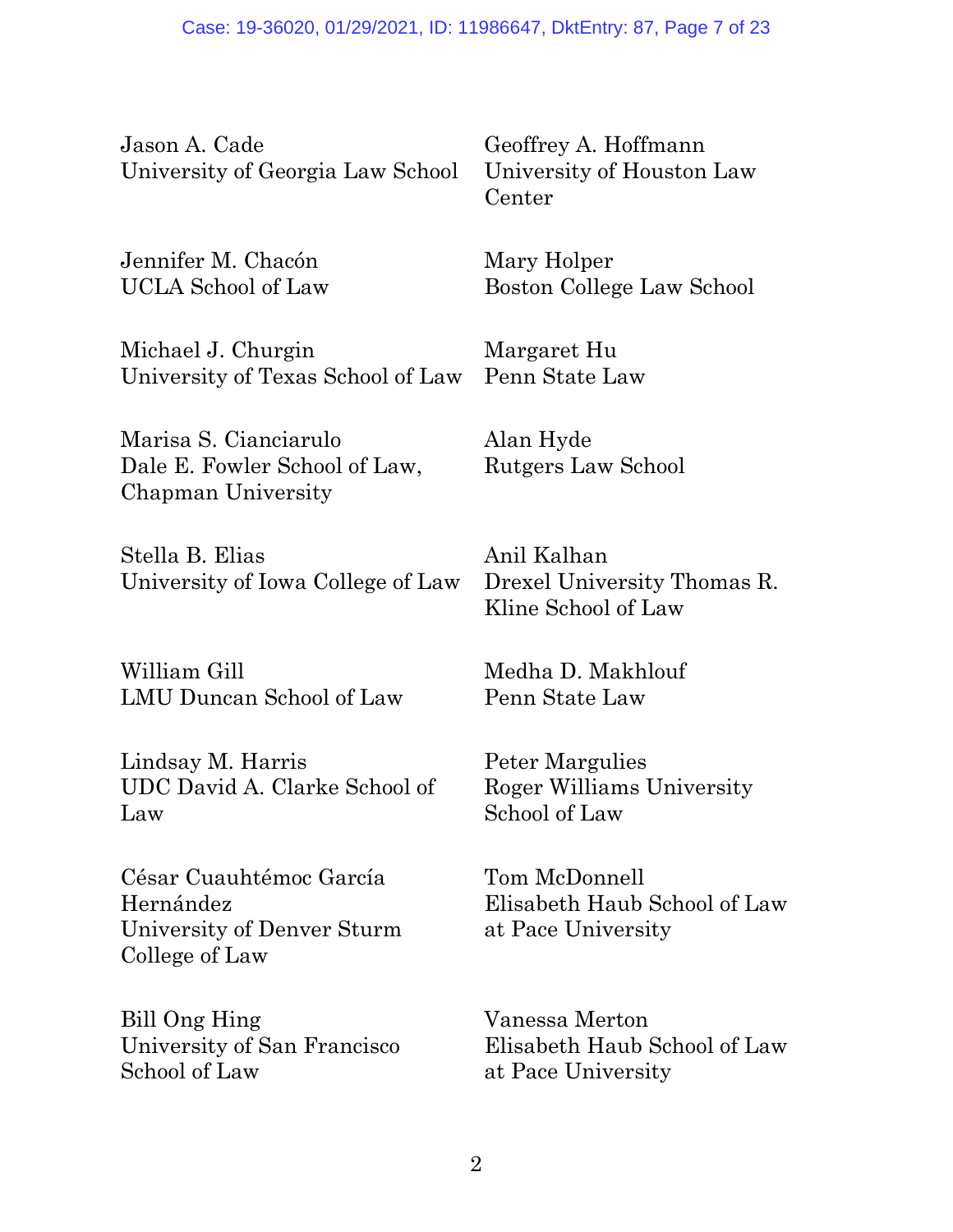Jason A. Cade
University of Georgia Law School

Jennifer M. Chacón
UCLA School of Law

Michael J. Churgin
University of Texas School of Law

Marisa S. Cianciarulo
Dale E. Fowler School of Law, Chapman University

Stella B. Elias
University of Iowa College of Law

William Gill
LMU Duncan School of Law

Lindsay M. Harris
UDC David A. Clarke School of Law

César Cuauhtémoc García Hernández
University of Denver Sturm College of Law

Bill Ong Hing
University of San Francisco School of Law

Geoffrey A. Hoffmann
University of Houston Law Center

Mary Holper
Boston College Law School

Margaret Hu
Penn State Law

Alan Hyde
Rutgers Law School

Anil Kalhan
Drexel University Thomas R. Kline School of Law

Medha D. Makhlouf
Penn State Law

Peter Margulies
Roger Williams University School of Law

Tom McDonnell
Elisabeth Haub School of Law at Pace University

Vanessa Merton
Elisabeth Haub School of Law at Pace University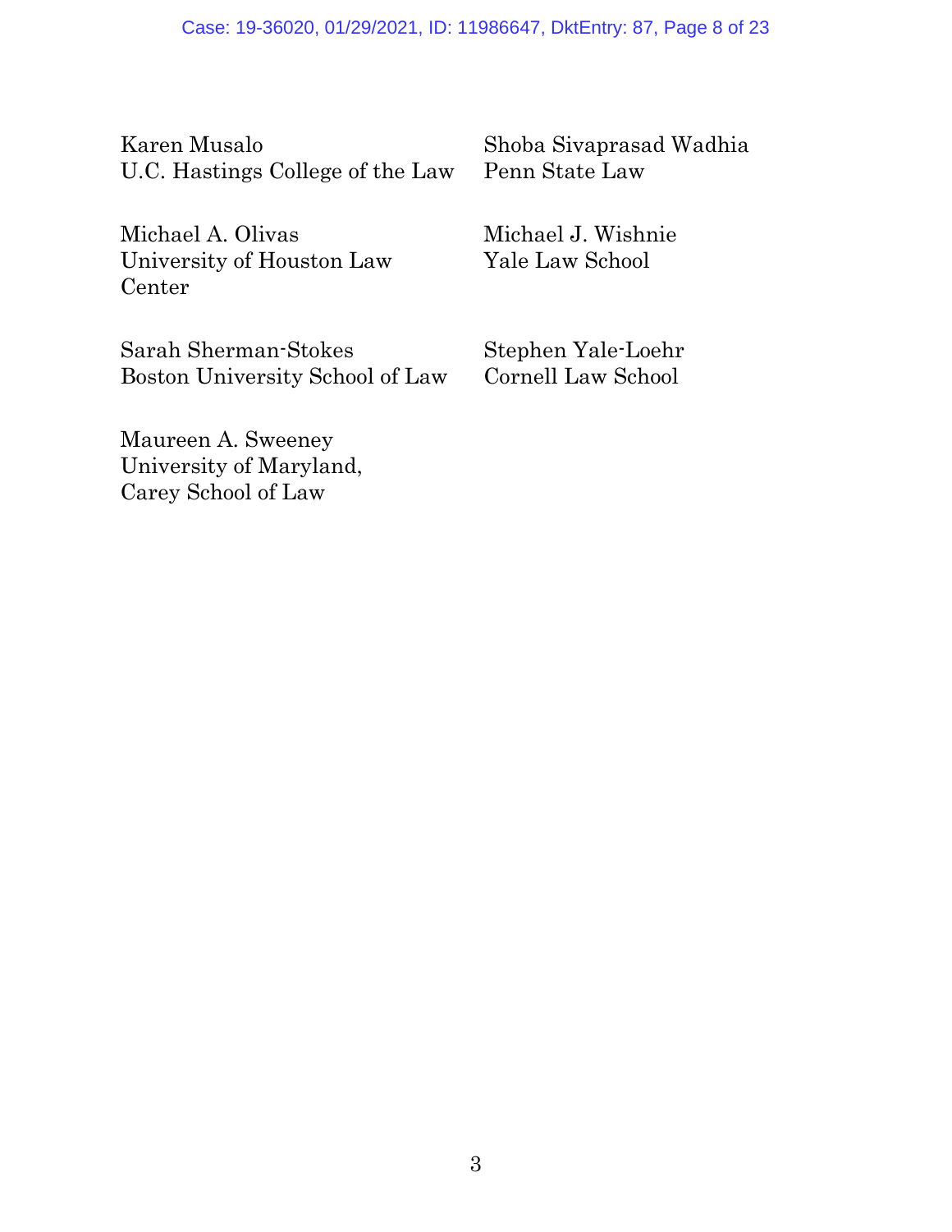Karen Musalo
U.C. Hastings College of the Law

Michael A. Olivas
University of Houston Law Center

Sarah Sherman-Stokes
Boston University School of Law

Maureen A. Sweeney
University of Maryland,
Carey School of Law

Shoba Sivaprasad Wadhia
Penn State Law

Michael J. Wishnie
Yale Law School

Stephen Yale-Loehr
Cornell Law School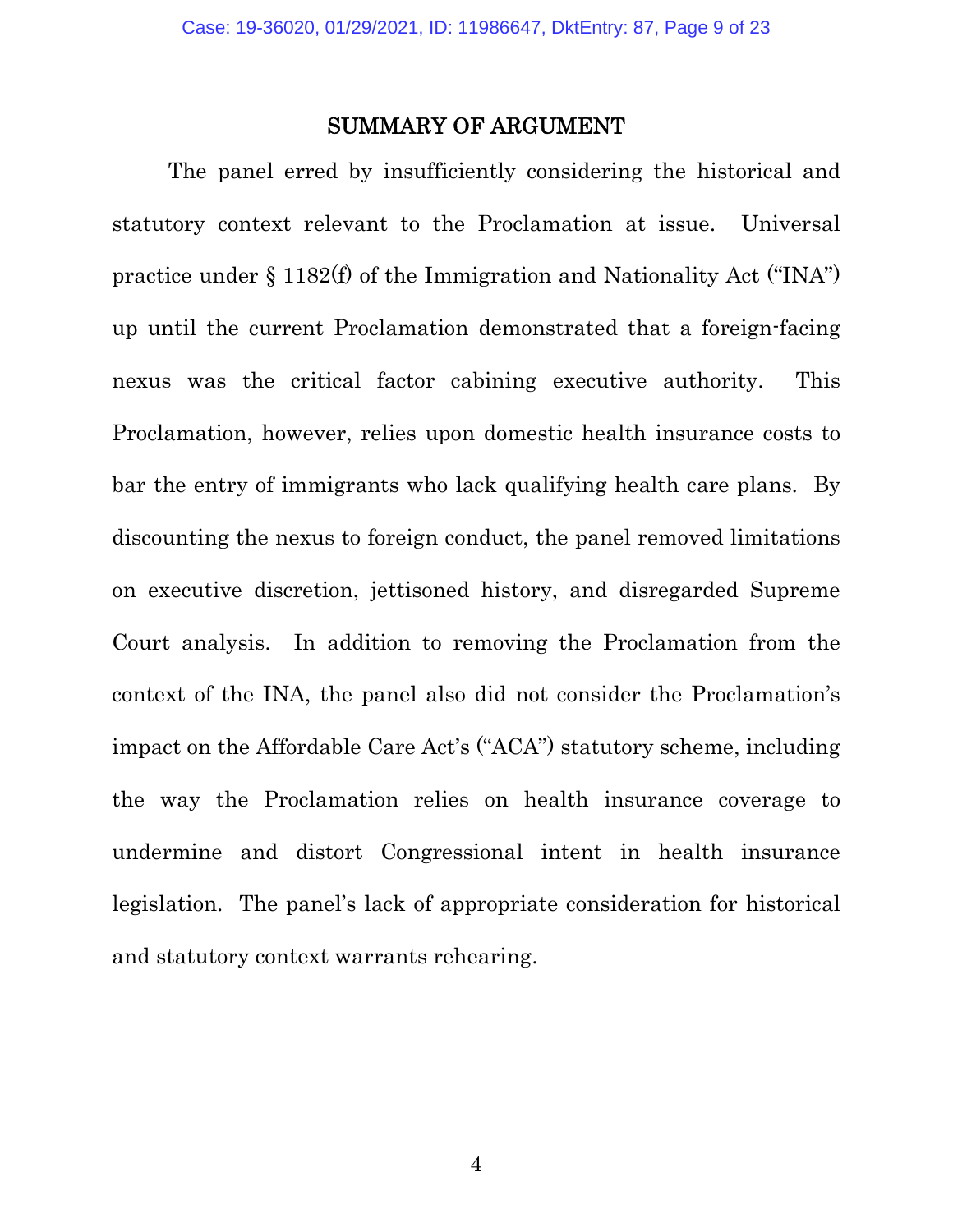## SUMMARY OF ARGUMENT

The panel erred by insufficiently considering the historical and statutory context relevant to the Proclamation at issue. Universal practice under § 1182(f) of the Immigration and Nationality Act ("INA") up until the current Proclamation demonstrated that a foreign-facing nexus was the critical factor cabining executive authority. This Proclamation, however, relies upon domestic health insurance costs to bar the entry of immigrants who lack qualifying health care plans. By discounting the nexus to foreign conduct, the panel removed limitations on executive discretion, jettisoned history, and disregarded Supreme Court analysis. In addition to removing the Proclamation from the context of the INA, the panel also did not consider the Proclamation's impact on the Affordable Care Act's ("ACA") statutory scheme, including the way the Proclamation relies on health insurance coverage to undermine and distort Congressional intent in health insurance legislation. The panel's lack of appropriate consideration for historical and statutory context warrants rehearing.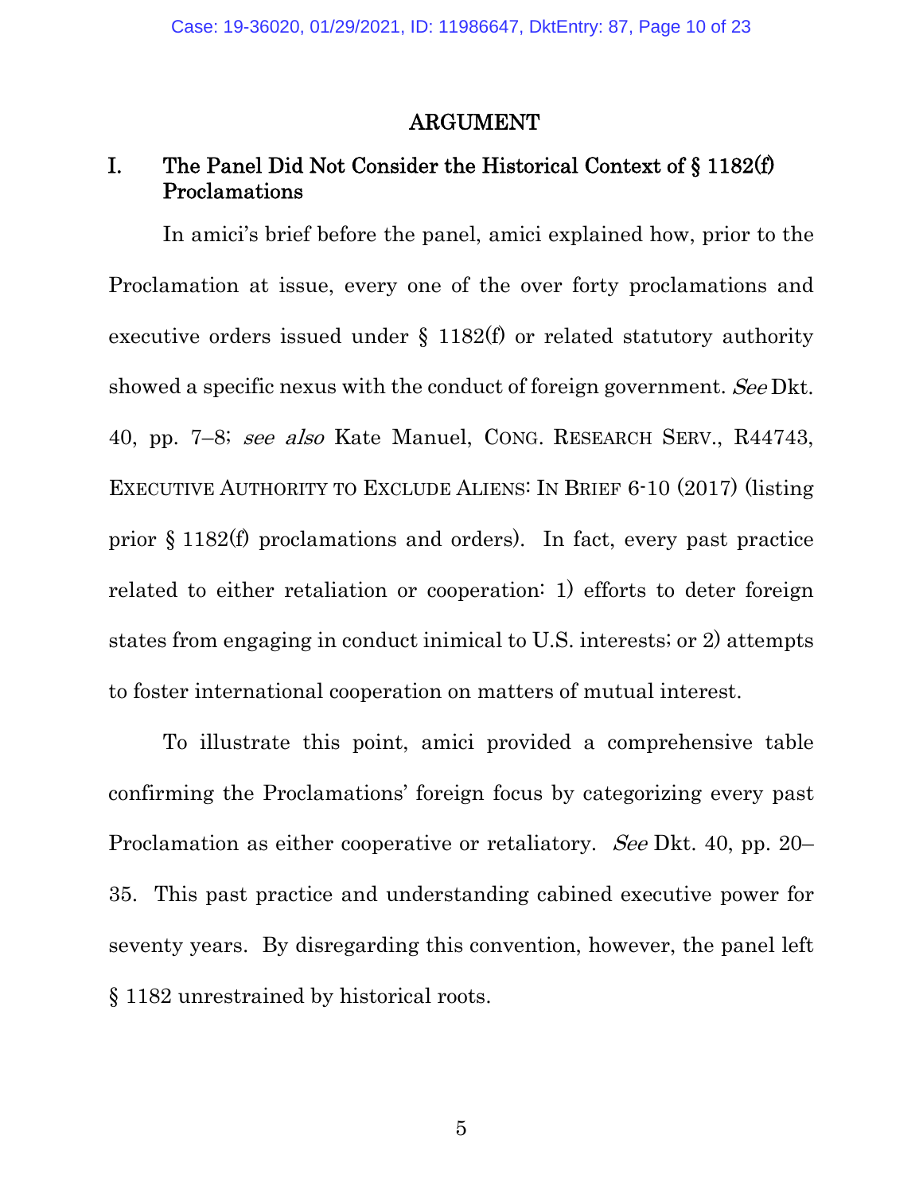## ARGUMENT

### I. The Panel Did Not Consider the Historical Context of § 1182(f) Proclamations

In amici's brief before the panel, amici explained how, prior to the Proclamation at issue, every one of the over forty proclamations and executive orders issued under § 1182(f) or related statutory authority showed a specific nexus with the conduct of foreign government. *See* Dkt. 40, pp. 7–8; *see also* Kate Manuel, CONG. RESEARCH SERV., R44743, EXECUTIVE AUTHORITY TO EXCLUDE ALIENS: IN BRIEF 6-10 (2017) (listing prior § 1182(f) proclamations and orders). In fact, every past practice related to either retaliation or cooperation: 1) efforts to deter foreign states from engaging in conduct inimical to U.S. interests; or 2) attempts to foster international cooperation on matters of mutual interest.

To illustrate this point, amici provided a comprehensive table confirming the Proclamations' foreign focus by categorizing every past Proclamation as either cooperative or retaliatory. *See* Dkt. 40, pp. 20–35. This past practice and understanding cabined executive power for seventy years. By disregarding this convention, however, the panel left § 1182 unrestrained by historical roots.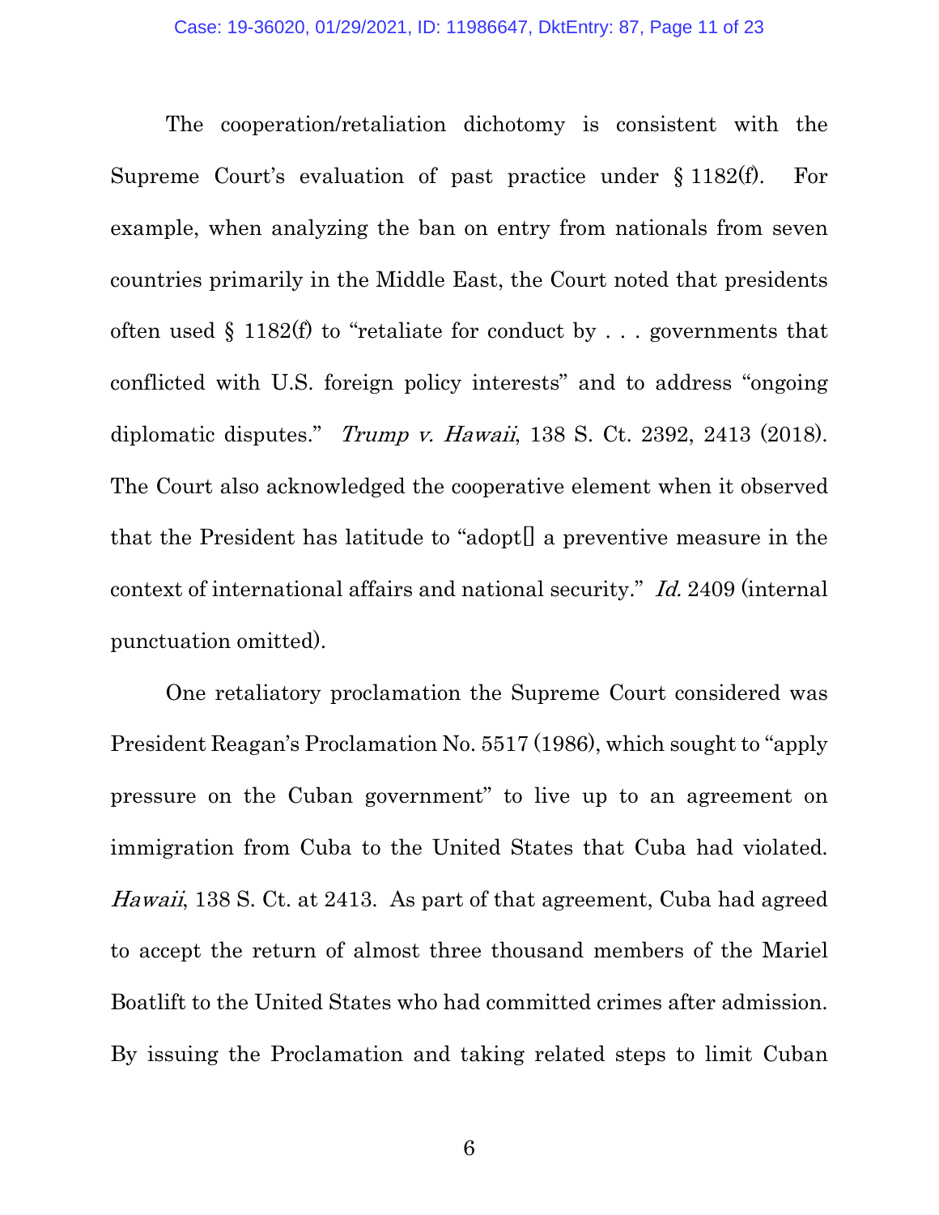The cooperation/retaliation dichotomy is consistent with the Supreme Court's evaluation of past practice under § 1182(f). For example, when analyzing the ban on entry from nationals from seven countries primarily in the Middle East, the Court noted that presidents often used § 1182(f) to "retaliate for conduct by . . . governments that conflicted with U.S. foreign policy interests" and to address "ongoing diplomatic disputes." *Trump v. Hawaii*, 138 S. Ct. 2392, 2413 (2018). The Court also acknowledged the cooperative element when it observed that the President has latitude to "adopt[] a preventive measure in the context of international affairs and national security." *Id.* 2409 (internal punctuation omitted).

One retaliatory proclamation the Supreme Court considered was President Reagan's Proclamation No. 5517 (1986), which sought to "apply pressure on the Cuban government" to live up to an agreement on immigration from Cuba to the United States that Cuba had violated. *Hawaii*, 138 S. Ct. at 2413. As part of that agreement, Cuba had agreed to accept the return of almost three thousand members of the Mariel Boatlift to the United States who had committed crimes after admission. By issuing the Proclamation and taking related steps to limit Cuban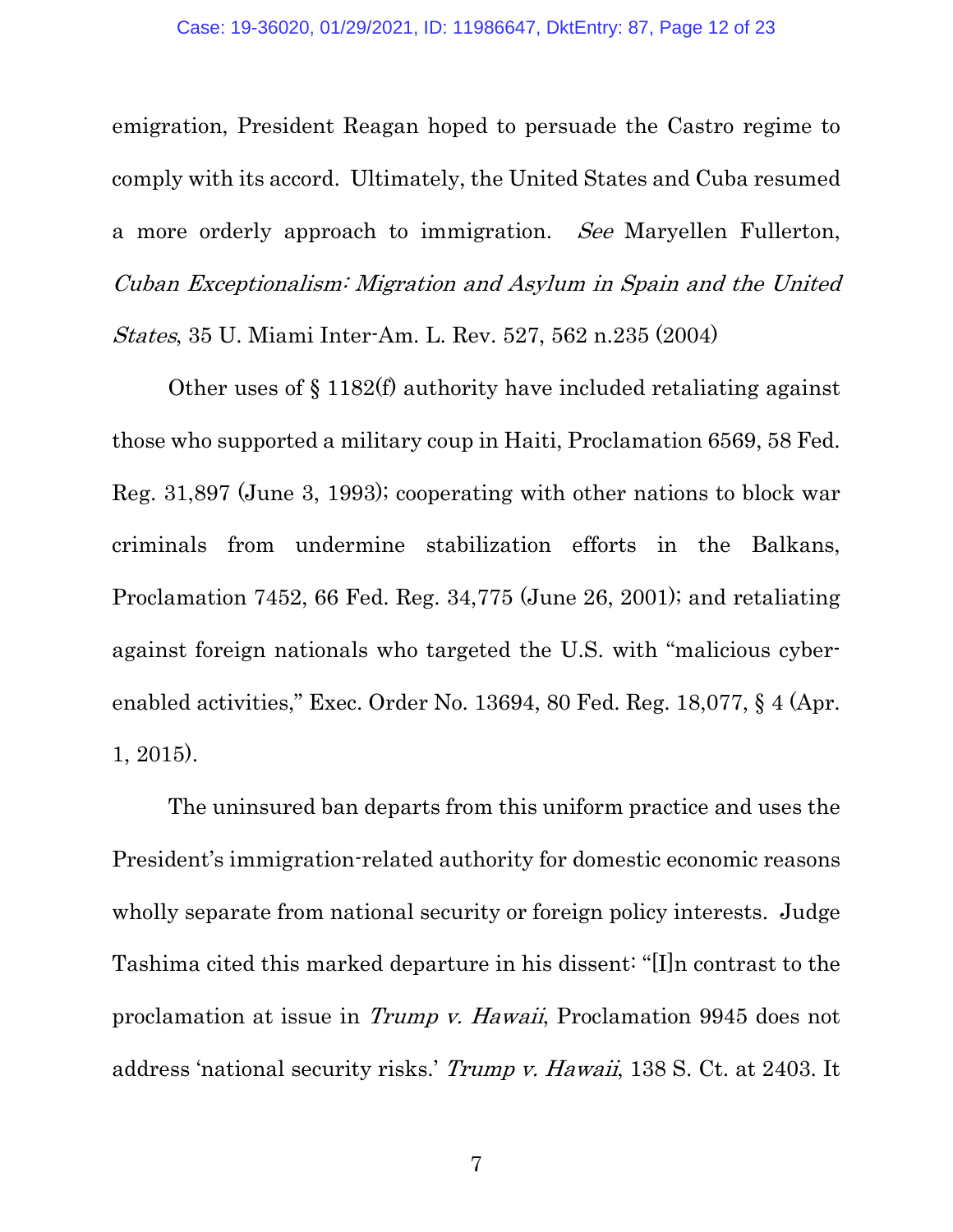emigration, President Reagan hoped to persuade the Castro regime to comply with its accord. Ultimately, the United States and Cuba resumed a more orderly approach to immigration. *See* Maryellen Fullerton, *Cuban Exceptionalism: Migration and Asylum in Spain and the United States*, 35 U. Miami Inter-Am. L. Rev. 527, 562 n.235 (2004)

Other uses of § 1182(f) authority have included retaliating against those who supported a military coup in Haiti, Proclamation 6569, 58 Fed. Reg. 31,897 (June 3, 1993); cooperating with other nations to block war criminals from undermine stabilization efforts in the Balkans, Proclamation 7452, 66 Fed. Reg. 34,775 (June 26, 2001); and retaliating against foreign nationals who targeted the U.S. with "malicious cyber-enabled activities," Exec. Order No. 13694, 80 Fed. Reg. 18,077, § 4 (Apr. 1, 2015).

The uninsured ban departs from this uniform practice and uses the President's immigration-related authority for domestic economic reasons wholly separate from national security or foreign policy interests. Judge Tashima cited this marked departure in his dissent: "[I]n contrast to the proclamation at issue in *Trump v. Hawaii*, Proclamation 9945 does not address 'national security risks.' *Trump v. Hawaii*, 138 S. Ct. at 2403. It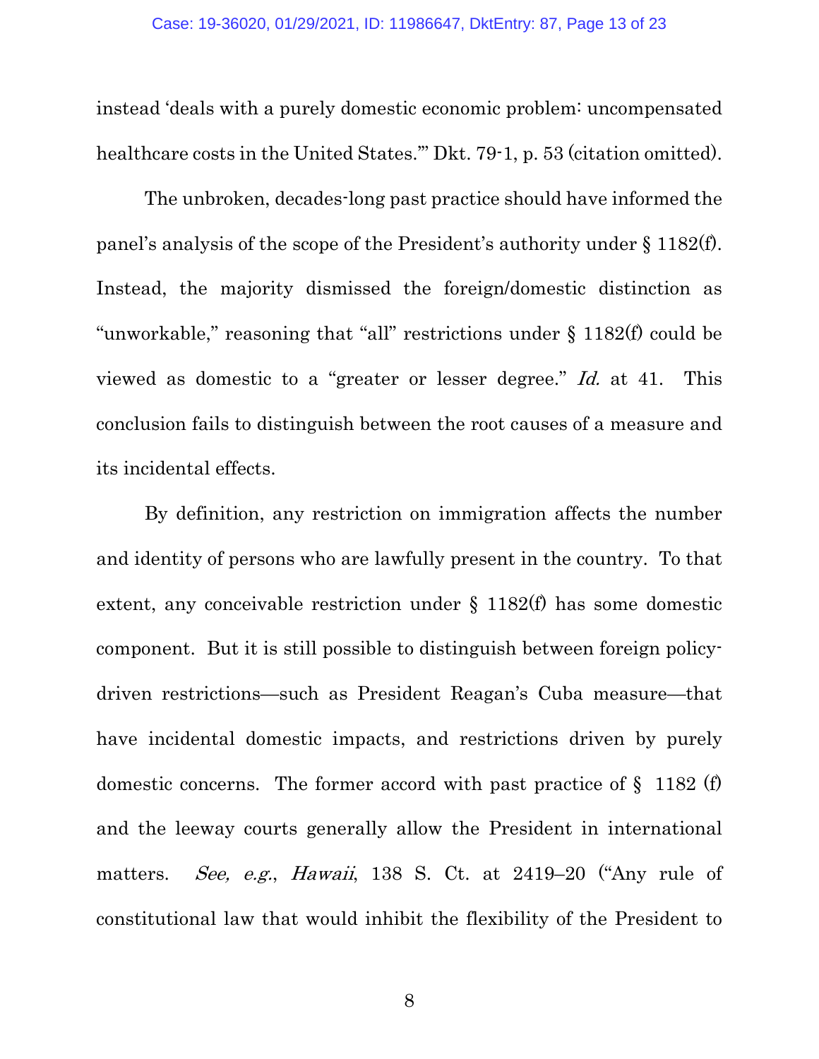instead 'deals with a purely domestic economic problem: uncompensated healthcare costs in the United States.'" Dkt. 79-1, p. 53 (citation omitted).

The unbroken, decades-long past practice should have informed the panel's analysis of the scope of the President's authority under § 1182(f). Instead, the majority dismissed the foreign/domestic distinction as "unworkable," reasoning that "all" restrictions under § 1182(f) could be viewed as domestic to a "greater or lesser degree." *Id.* at 41. This conclusion fails to distinguish between the root causes of a measure and its incidental effects.

By definition, any restriction on immigration affects the number and identity of persons who are lawfully present in the country. To that extent, any conceivable restriction under § 1182(f) has some domestic component. But it is still possible to distinguish between foreign policy-driven restrictions—such as President Reagan's Cuba measure—that have incidental domestic impacts, and restrictions driven by purely domestic concerns. The former accord with past practice of § 1182 (f) and the leeway courts generally allow the President in international matters. *See, e.g.*, *Hawaii*, 138 S. Ct. at 2419–20 ("Any rule of constitutional law that would inhibit the flexibility of the President to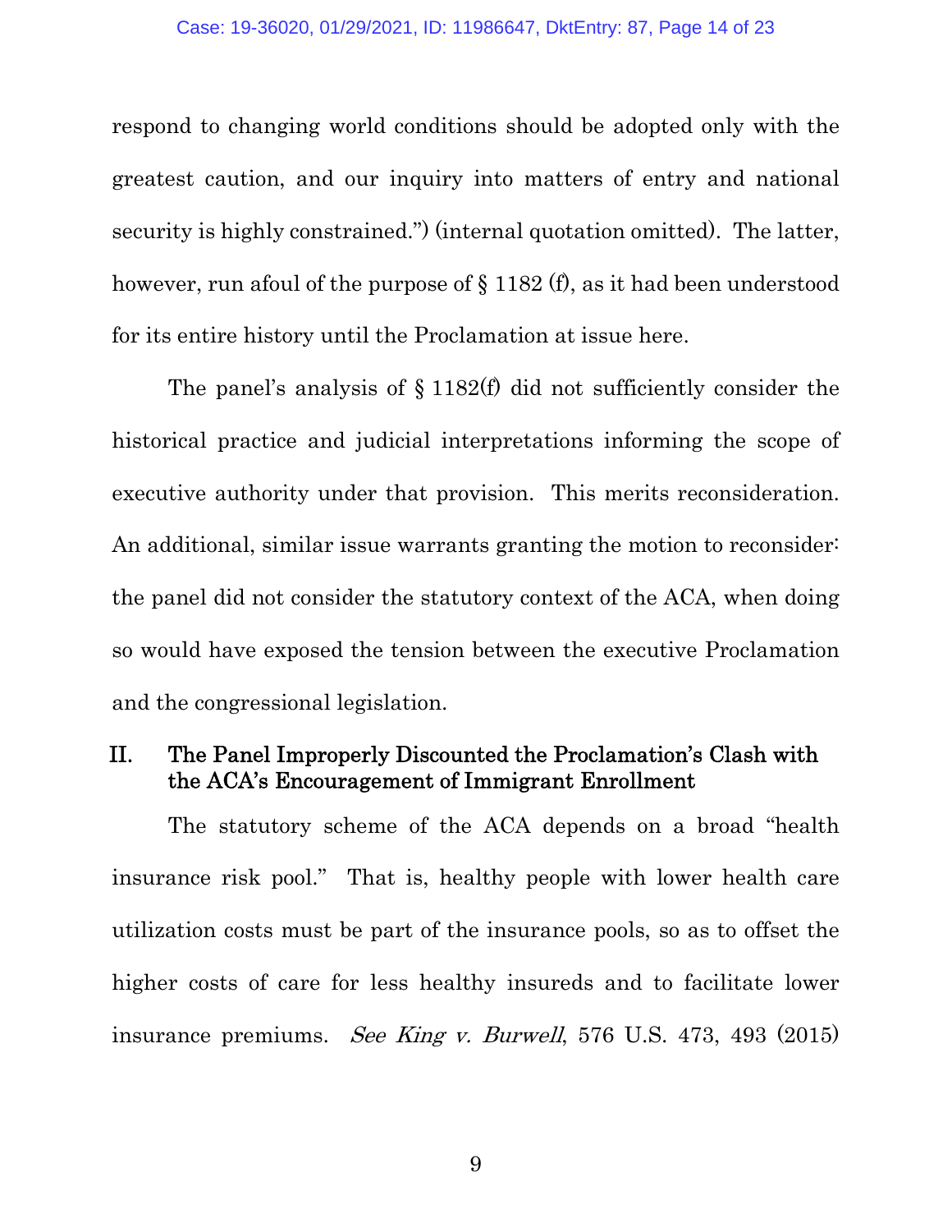respond to changing world conditions should be adopted only with the greatest caution, and our inquiry into matters of entry and national security is highly constrained.") (internal quotation omitted). The latter, however, run afoul of the purpose of § 1182 (f), as it had been understood for its entire history until the Proclamation at issue here.

The panel's analysis of § 1182(f) did not sufficiently consider the historical practice and judicial interpretations informing the scope of executive authority under that provision. This merits reconsideration. An additional, similar issue warrants granting the motion to reconsider: the panel did not consider the statutory context of the ACA, when doing so would have exposed the tension between the executive Proclamation and the congressional legislation.

## II. The Panel Improperly Discounted the Proclamation's Clash with the ACA's Encouragement of Immigrant Enrollment

The statutory scheme of the ACA depends on a broad "health insurance risk pool." That is, healthy people with lower health care utilization costs must be part of the insurance pools, so as to offset the higher costs of care for less healthy insureds and to facilitate lower insurance premiums. *See King v. Burwell*, 576 U.S. 473, 493 (2015)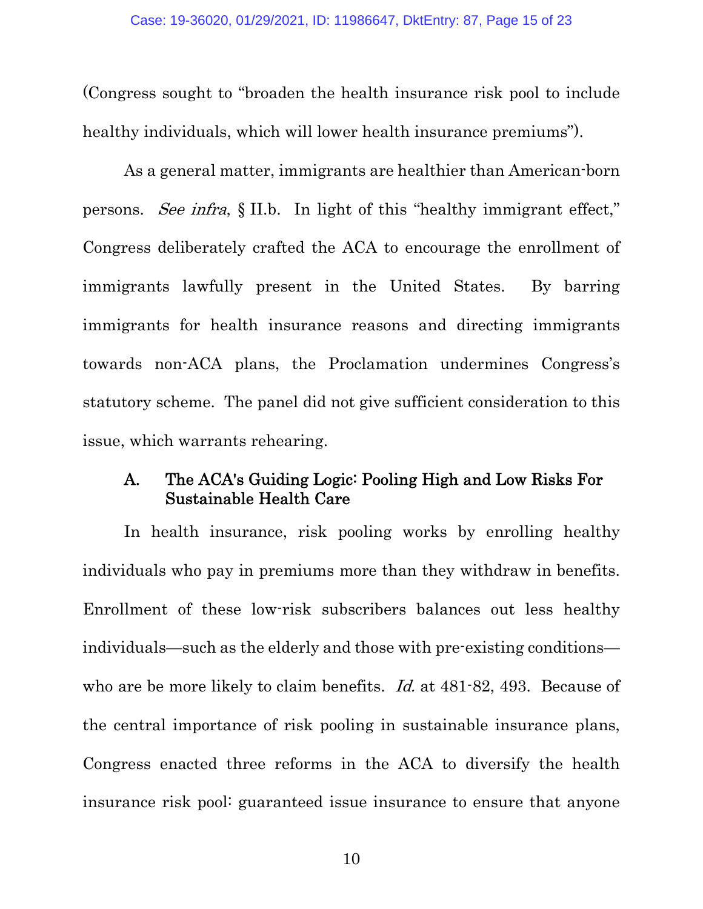(Congress sought to "broaden the health insurance risk pool to include healthy individuals, which will lower health insurance premiums").

As a general matter, immigrants are healthier than American-born persons. *See infra*, § II.b. In light of this "healthy immigrant effect," Congress deliberately crafted the ACA to encourage the enrollment of immigrants lawfully present in the United States. By barring immigrants for health insurance reasons and directing immigrants towards non-ACA plans, the Proclamation undermines Congress's statutory scheme. The panel did not give sufficient consideration to this issue, which warrants rehearing.

### A. The ACA's Guiding Logic: Pooling High and Low Risks For Sustainable Health Care

In health insurance, risk pooling works by enrolling healthy individuals who pay in premiums more than they withdraw in benefits. Enrollment of these low-risk subscribers balances out less healthy individuals—such as the elderly and those with pre-existing conditions—who are be more likely to claim benefits. *Id.* at 481-82, 493. Because of the central importance of risk pooling in sustainable insurance plans, Congress enacted three reforms in the ACA to diversify the health insurance risk pool: guaranteed issue insurance to ensure that anyone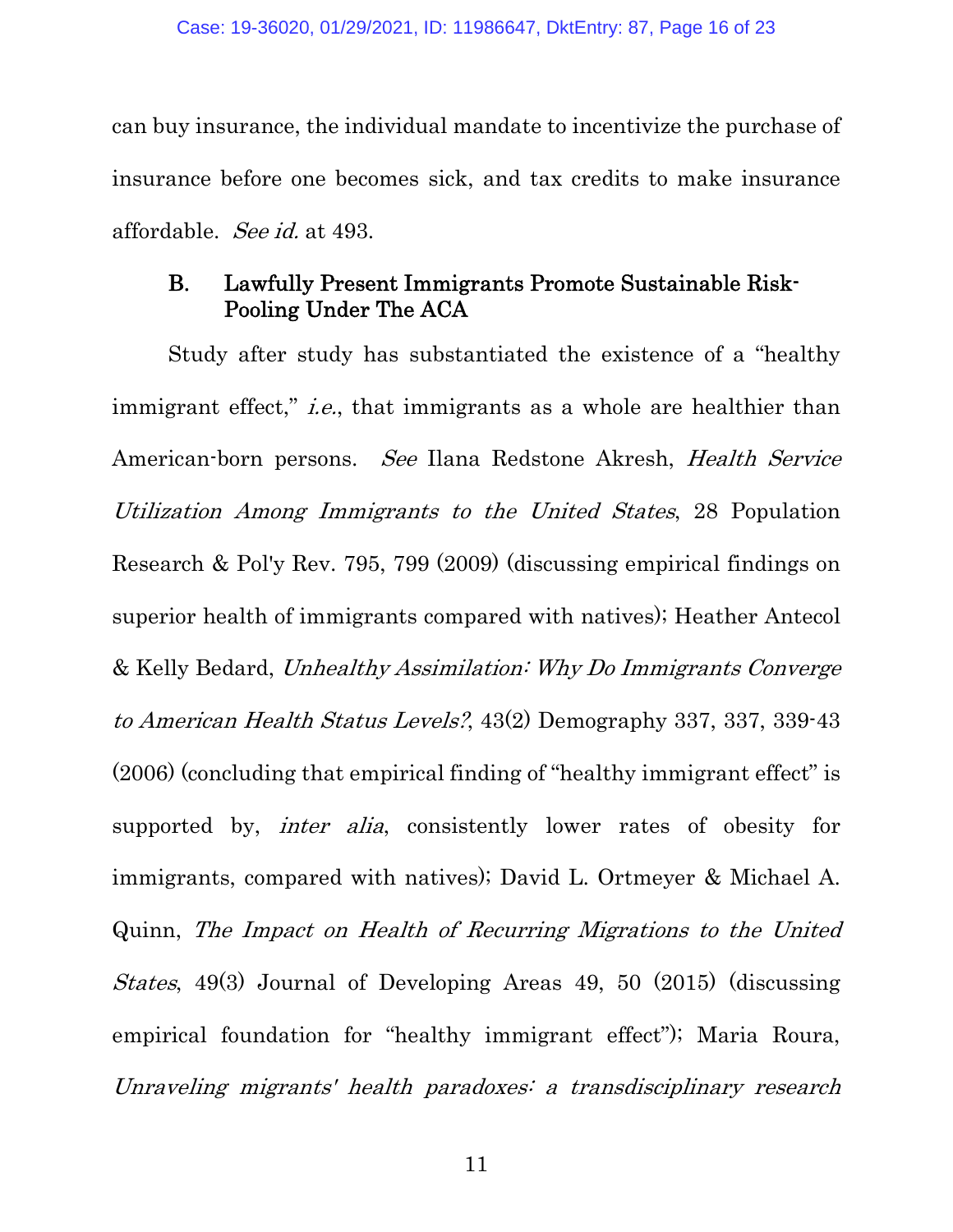can buy insurance, the individual mandate to incentivize the purchase of insurance before one becomes sick, and tax credits to make insurance affordable. *See id.* at 493.

### B. Lawfully Present Immigrants Promote Sustainable Risk-Pooling Under The ACA

Study after study has substantiated the existence of a "healthy immigrant effect," *i.e.*, that immigrants as a whole are healthier than American-born persons. *See* Ilana Redstone Akresh, *Health Service Utilization Among Immigrants to the United States*, 28 Population Research & Pol'y Rev. 795, 799 (2009) (discussing empirical findings on superior health of immigrants compared with natives); Heather Antecol & Kelly Bedard, *Unhealthy Assimilation: Why Do Immigrants Converge to American Health Status Levels?*, 43(2) Demography 337, 337, 339-43 (2006) (concluding that empirical finding of "healthy immigrant effect" is supported by, *inter alia*, consistently lower rates of obesity for immigrants, compared with natives); David L. Ortmeyer & Michael A. Quinn, *The Impact on Health of Recurring Migrations to the United States*, 49(3) Journal of Developing Areas 49, 50 (2015) (discussing empirical foundation for "healthy immigrant effect"); Maria Roura, *Unraveling migrants' health paradoxes: a transdisciplinary research*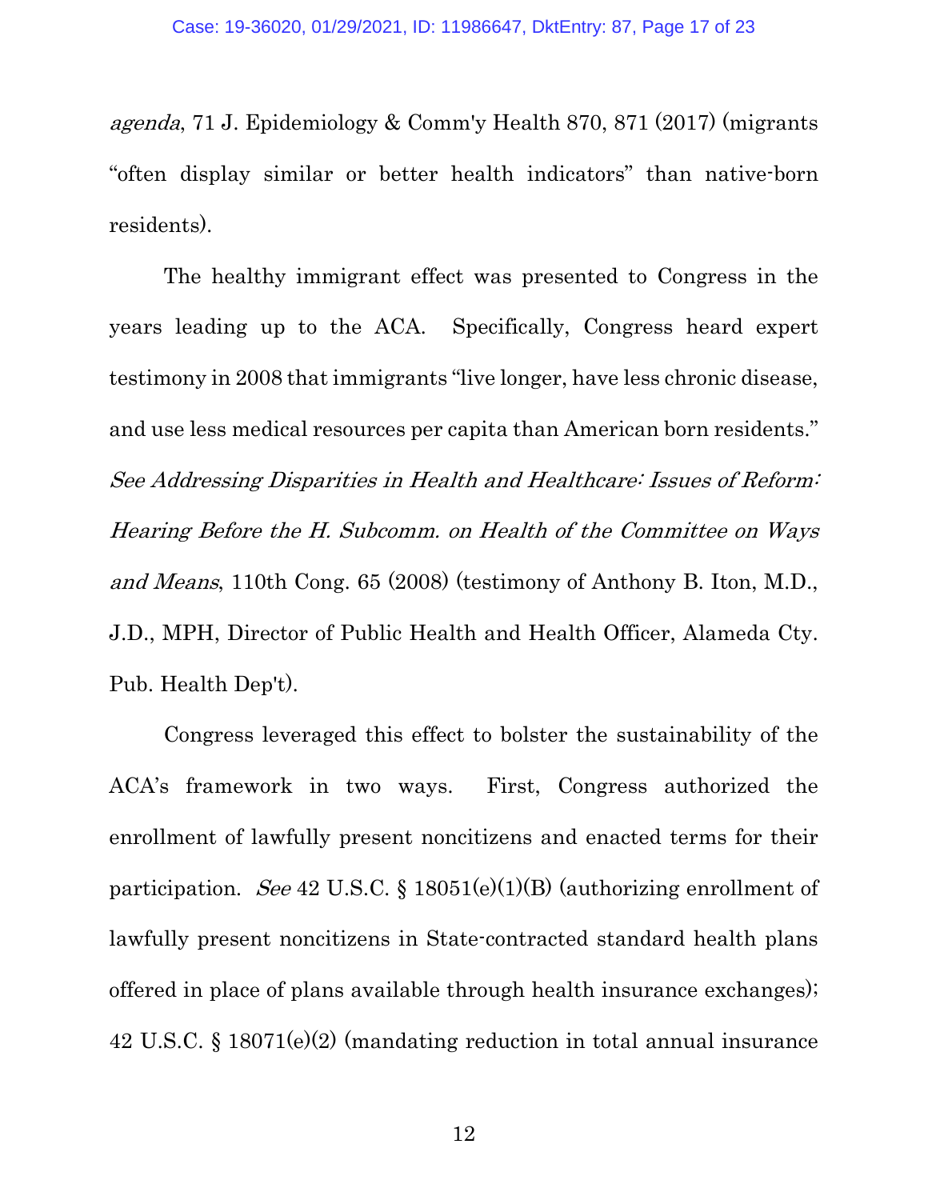*agenda*, 71 J. Epidemiology & Comm'y Health 870, 871 (2017) (migrants "often display similar or better health indicators" than native-born residents).

The healthy immigrant effect was presented to Congress in the years leading up to the ACA. Specifically, Congress heard expert testimony in 2008 that immigrants "live longer, have less chronic disease, and use less medical resources per capita than American born residents." *See Addressing Disparities in Health and Healthcare: Issues of Reform: Hearing Before the H. Subcomm. on Health of the Committee on Ways and Means*, 110th Cong. 65 (2008) (testimony of Anthony B. Iton, M.D., J.D., MPH, Director of Public Health and Health Officer, Alameda Cty. Pub. Health Dep't).

Congress leveraged this effect to bolster the sustainability of the ACA's framework in two ways. First, Congress authorized the enrollment of lawfully present noncitizens and enacted terms for their participation. *See* 42 U.S.C. § 18051(e)(1)(B) (authorizing enrollment of lawfully present noncitizens in State-contracted standard health plans offered in place of plans available through health insurance exchanges); 42 U.S.C. § 18071(e)(2) (mandating reduction in total annual insurance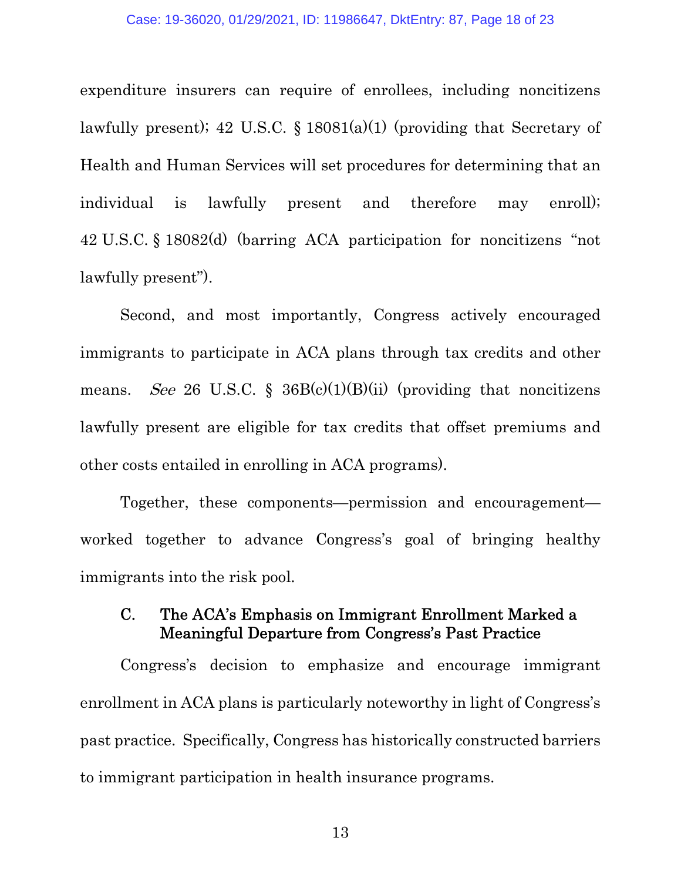expenditure insurers can require of enrollees, including noncitizens lawfully present); 42 U.S.C. § 18081(a)(1) (providing that Secretary of Health and Human Services will set procedures for determining that an individual is lawfully present and therefore may enroll); 42 U.S.C. § 18082(d) (barring ACA participation for noncitizens "not lawfully present").

Second, and most importantly, Congress actively encouraged immigrants to participate in ACA plans through tax credits and other means. *See* 26 U.S.C. § 36B(c)(1)(B)(ii) (providing that noncitizens lawfully present are eligible for tax credits that offset premiums and other costs entailed in enrolling in ACA programs).

Together, these components—permission and encouragement—worked together to advance Congress's goal of bringing healthy immigrants into the risk pool.

### C. The ACA's Emphasis on Immigrant Enrollment Marked a Meaningful Departure from Congress's Past Practice

Congress's decision to emphasize and encourage immigrant enrollment in ACA plans is particularly noteworthy in light of Congress's past practice. Specifically, Congress has historically constructed barriers to immigrant participation in health insurance programs.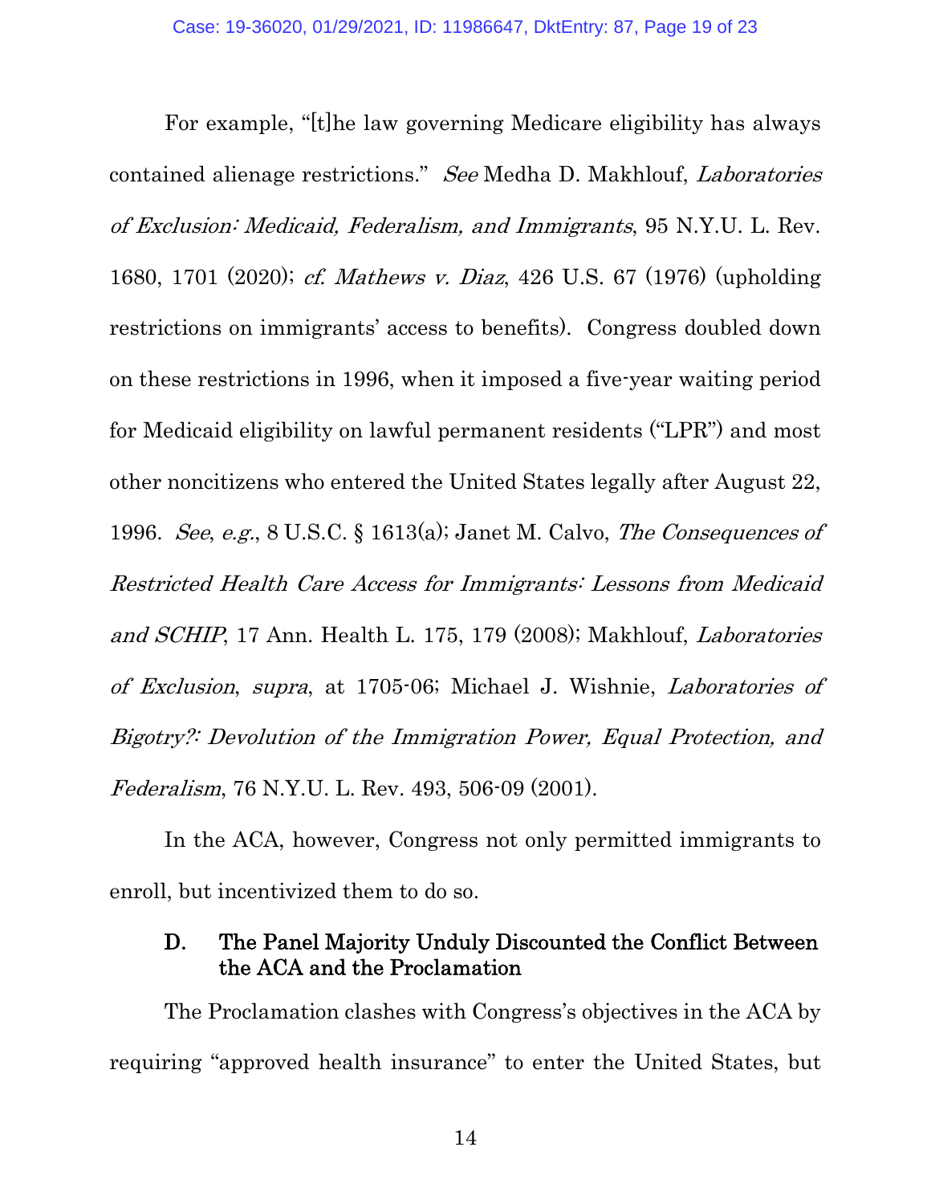For example, "[t]he law governing Medicare eligibility has always contained alienage restrictions." *See* Medha D. Makhlouf, *Laboratories of Exclusion: Medicaid, Federalism, and Immigrants*, 95 N.Y.U. L. Rev. 1680, 1701 (2020); *cf. Mathews v. Diaz*, 426 U.S. 67 (1976) (upholding restrictions on immigrants' access to benefits). Congress doubled down on these restrictions in 1996, when it imposed a five-year waiting period for Medicaid eligibility on lawful permanent residents ("LPR") and most other noncitizens who entered the United States legally after August 22, 1996. *See*, *e.g.*, 8 U.S.C. § 1613(a); Janet M. Calvo, *The Consequences of Restricted Health Care Access for Immigrants: Lessons from Medicaid and SCHIP*, 17 Ann. Health L. 175, 179 (2008); Makhlouf, *Laboratories of Exclusion*, *supra*, at 1705-06; Michael J. Wishnie, *Laboratories of Bigotry?: Devolution of the Immigration Power, Equal Protection, and Federalism*, 76 N.Y.U. L. Rev. 493, 506-09 (2001).

In the ACA, however, Congress not only permitted immigrants to enroll, but incentivized them to do so.

### D. The Panel Majority Unduly Discounted the Conflict Between the ACA and the Proclamation

The Proclamation clashes with Congress's objectives in the ACA by requiring "approved health insurance" to enter the United States, but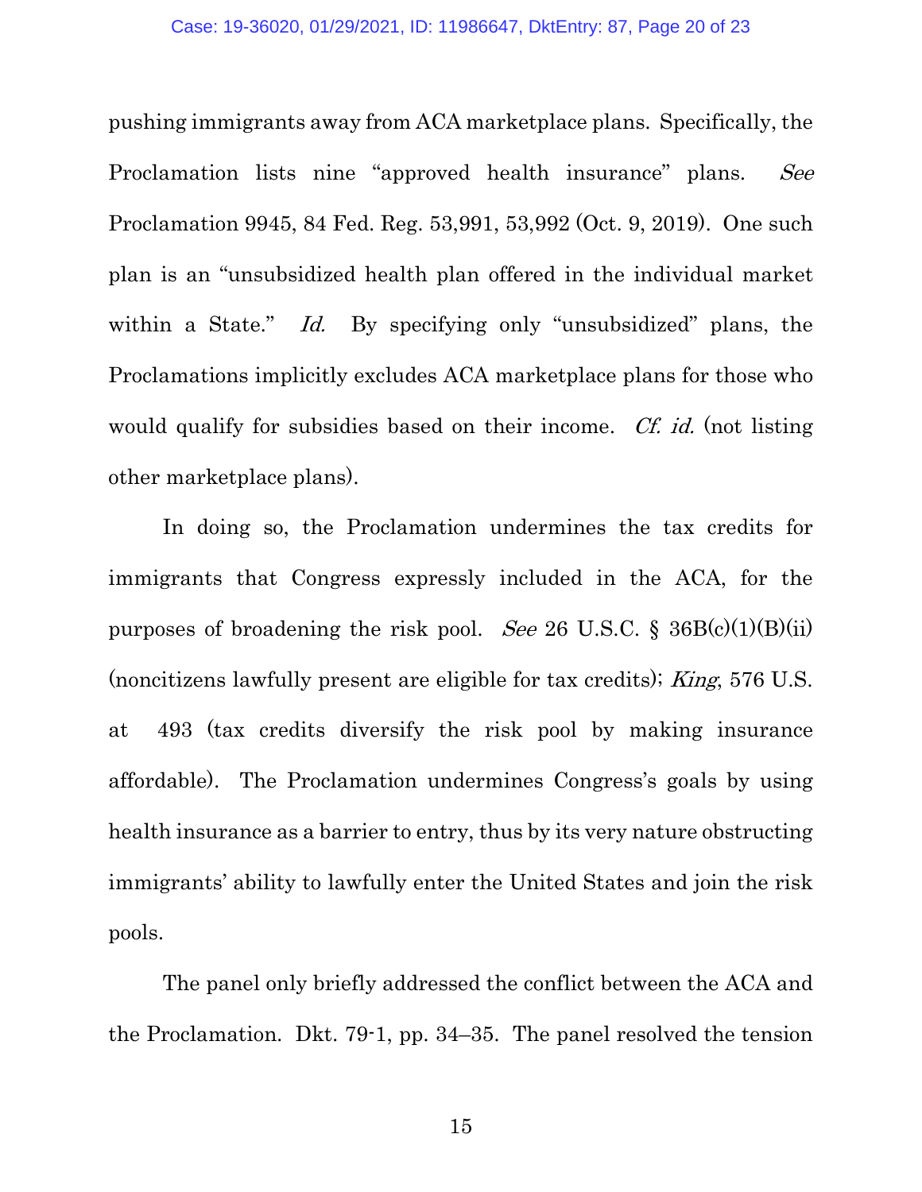pushing immigrants away from ACA marketplace plans. Specifically, the Proclamation lists nine "approved health insurance" plans. *See* Proclamation 9945, 84 Fed. Reg. 53,991, 53,992 (Oct. 9, 2019). One such plan is an "unsubsidized health plan offered in the individual market within a State." *Id.* By specifying only "unsubsidized" plans, the Proclamations implicitly excludes ACA marketplace plans for those who would qualify for subsidies based on their income. *Cf. id.* (not listing other marketplace plans).

In doing so, the Proclamation undermines the tax credits for immigrants that Congress expressly included in the ACA, for the purposes of broadening the risk pool. *See* 26 U.S.C. § 36B(c)(1)(B)(ii) (noncitizens lawfully present are eligible for tax credits); *King*, 576 U.S. at 493 (tax credits diversify the risk pool by making insurance affordable). The Proclamation undermines Congress's goals by using health insurance as a barrier to entry, thus by its very nature obstructing immigrants' ability to lawfully enter the United States and join the risk pools.

The panel only briefly addressed the conflict between the ACA and the Proclamation. Dkt. 79-1, pp. 34–35. The panel resolved the tension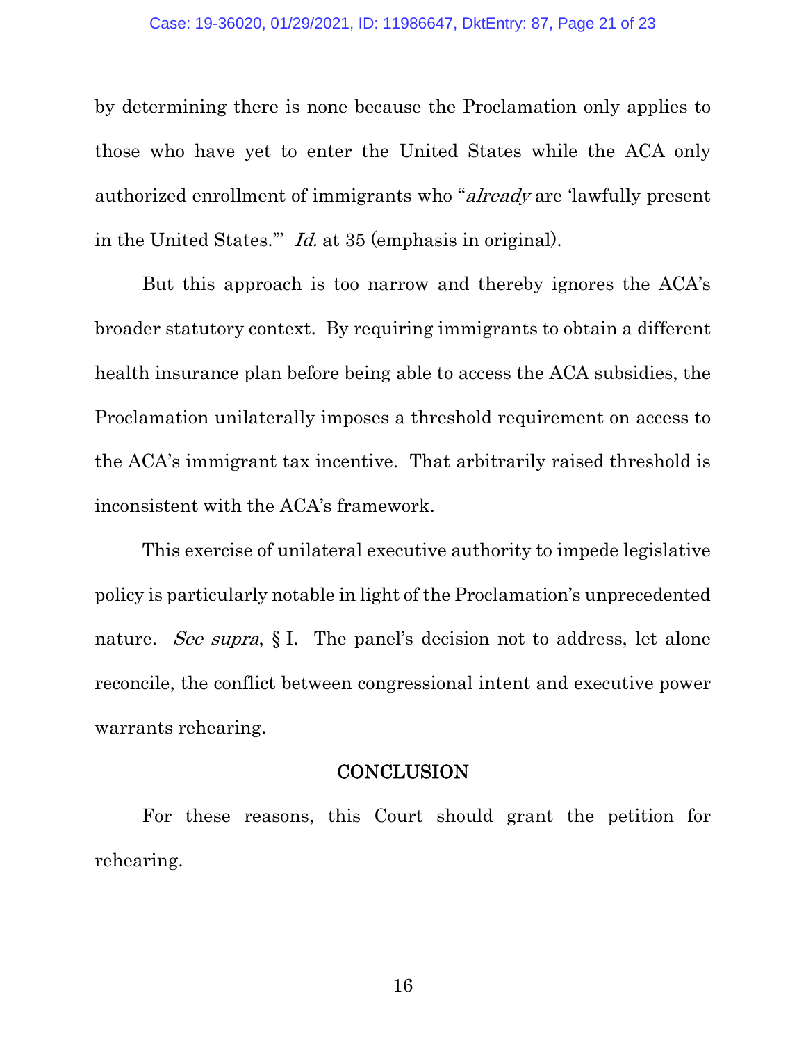by determining there is none because the Proclamation only applies to those who have yet to enter the United States while the ACA only authorized enrollment of immigrants who "*already* are 'lawfully present in the United States.'" *Id.* at 35 (emphasis in original).

But this approach is too narrow and thereby ignores the ACA's broader statutory context. By requiring immigrants to obtain a different health insurance plan before being able to access the ACA subsidies, the Proclamation unilaterally imposes a threshold requirement on access to the ACA's immigrant tax incentive. That arbitrarily raised threshold is inconsistent with the ACA's framework.

This exercise of unilateral executive authority to impede legislative policy is particularly notable in light of the Proclamation's unprecedented nature. *See supra*, § I. The panel's decision not to address, let alone reconcile, the conflict between congressional intent and executive power warrants rehearing.

## CONCLUSION

For these reasons, this Court should grant the petition for rehearing.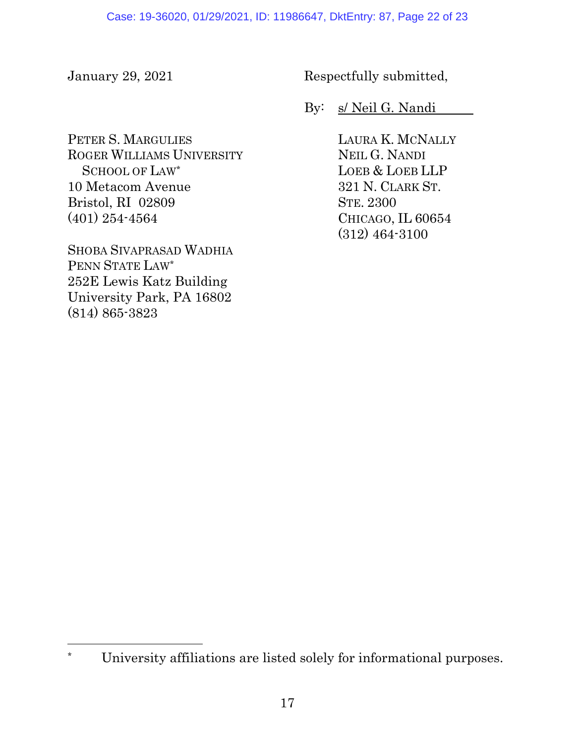January 29, 2021

Respectfully submitted,

By: s/ Neil G. Nandi

LAURA K. MCNALLY
NEIL G. NANDI
LOEB & LOEB LLP
321 N. CLARK ST.
STE. 2300
CHICAGO, IL 60654
(312) 464-3100

PETER S. MARGULIES
ROGER WILLIAMS UNIVERSITY SCHOOL OF LAW*
10 Metacom Avenue
Bristol, RI 02809
(401) 254-4564

SHOBA SIVAPRASAD WADHIA
PENN STATE LAW*
252E Lewis Katz Building
University Park, PA 16802
(814) 865-3823

---

\* University affiliations are listed solely for informational purposes.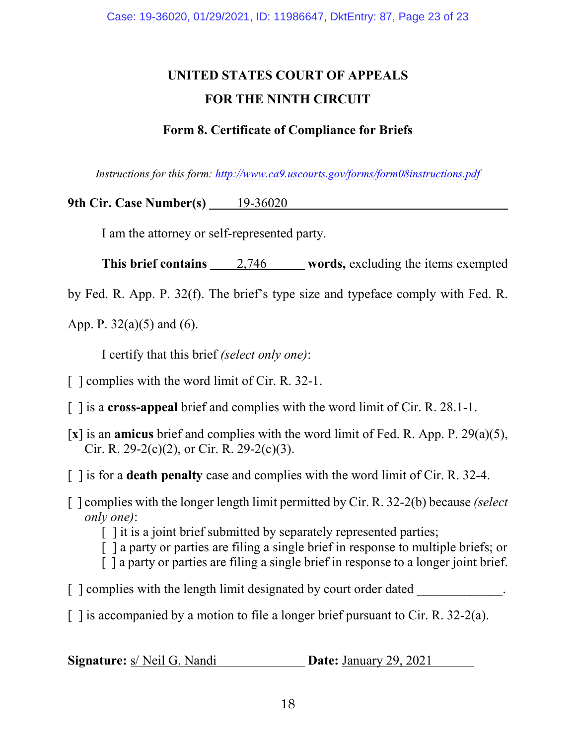# UNITED STATES COURT OF APPEALS
# FOR THE NINTH CIRCUIT

## Form 8. Certificate of Compliance for Briefs

*Instructions for this form: http://www.ca9.uscourts.gov/forms/form08instructions.pdf*

**9th Cir. Case Number(s)** 19-36020

I am the attorney or self-represented party.

**This brief contains** 2,746 **words,** excluding the items exempted by Fed. R. App. P. 32(f). The brief's type size and typeface comply with Fed. R. App. P. 32(a)(5) and (6).

I certify that this brief *(select only one)*:

[ ] complies with the word limit of Cir. R. 32-1.

[ ] is a **cross-appeal** brief and complies with the word limit of Cir. R. 28.1-1.

[**x**] is an **amicus** brief and complies with the word limit of Fed. R. App. P. 29(a)(5), Cir. R. 29-2(c)(2), or Cir. R. 29-2(c)(3).

[ ] is for a **death penalty** case and complies with the word limit of Cir. R. 32-4.

[ ] complies with the longer length limit permitted by Cir. R. 32-2(b) because *(select only one)*:
- [ ] it is a joint brief submitted by separately represented parties;
- [ ] a party or parties are filing a single brief in response to multiple briefs; or
- [ ] a party or parties are filing a single brief in response to a longer joint brief.

[ ] complies with the length limit designated by court order dated _____________.

[ ] is accompanied by a motion to file a longer brief pursuant to Cir. R. 32-2(a).

**Signature:** s/ Neil G. Nandi **Date:** January 29, 2021